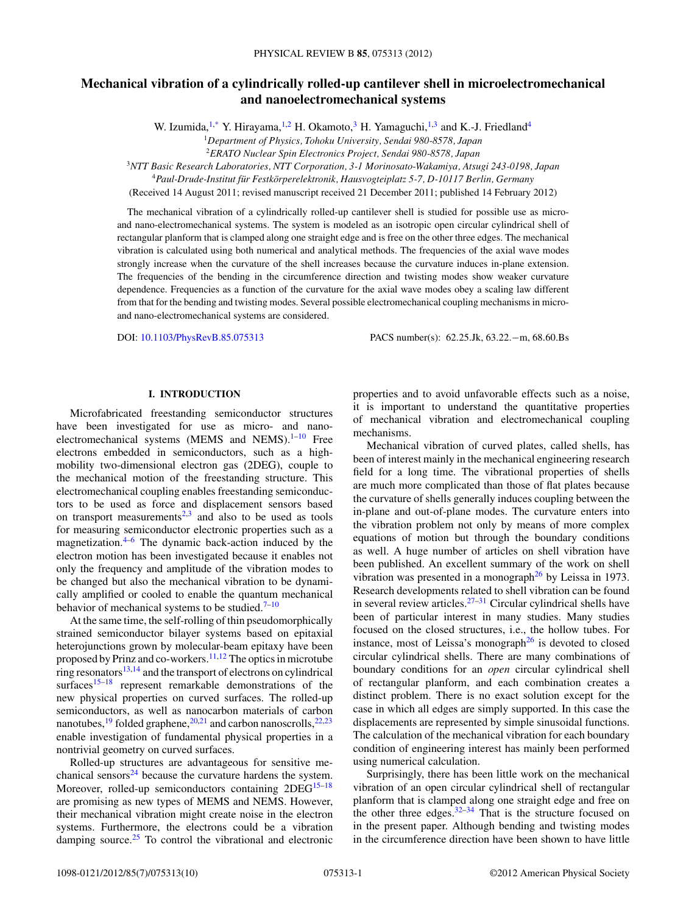# Mechanical vibration of a cylindrically rolled-up cantilever shell in microelectromechanical and nanoelectromechanical systems

W. Izumida,[1,*] Y. Hirayama,[1,2] H. Okamoto,[3] H. Yamaguchi,[1,3] and K.-J. Friedland[4]

[1]*Department of Physics, Tohoku University, Sendai 980-8578, Japan*
[2]*ERATO Nuclear Spin Electronics Project, Sendai 980-8578, Japan*
[3]*NTT Basic Research Laboratories, NTT Corporation, 3-1 Morinosato-Wakamiya, Atsugi 243-0198, Japan*
[4]*Paul-Drude-Institut für Festkörperelektronik, Hausvogteiplatz 5-7, D-10117 Berlin, Germany*

(Received 14 August 2011; revised manuscript received 21 December 2011; published 14 February 2012)

The mechanical vibration of a cylindrically rolled-up cantilever shell is studied for possible use as micro- and nano-electromechanical systems. The system is modeled as an isotropic open circular cylindrical shell of rectangular planform that is clamped along one straight edge and is free on the other three edges. The mechanical vibration is calculated using both numerical and analytical methods. The frequencies of the axial wave modes strongly increase when the curvature of the shell increases because the curvature induces in-plane extension. The frequencies of the bending in the circumference direction and twisting modes show weaker curvature dependence. Frequencies as a function of the curvature for the axial wave modes obey a scaling law different from that for the bending and twisting modes. Several possible electromechanical coupling mechanisms in micro- and nano-electromechanical systems are considered.

DOI: 10.1103/PhysRevB.85.075313 PACS number(s): 62.25.Jk, 63.22.−m, 68.60.Bs

## I. INTRODUCTION

Microfabricated freestanding semiconductor structures have been investigated for use as micro- and nano-electromechanical systems (MEMS and NEMS).[1–10] Free electrons embedded in semiconductors, such as a high-mobility two-dimensional electron gas (2DEG), couple to the mechanical motion of the freestanding structure. This electromechanical coupling enables freestanding semiconductors to be used as force and displacement sensors based on transport measurements[2,3] and also to be used as tools for measuring semiconductor electronic properties such as a magnetization.[4–6] The dynamic back-action induced by the electron motion has been investigated because it enables not only the frequency and amplitude of the vibration modes to be changed but also the mechanical vibration to be dynamically amplified or cooled to enable the quantum mechanical behavior of mechanical systems to be studied.[7–10]

At the same time, the self-rolling of thin pseudomorphically strained semiconductor bilayer systems based on epitaxial heterojunctions grown by molecular-beam epitaxy have been proposed by Prinz and co-workers.[11,12] The optics in microtube ring resonators[13,14] and the transport of electrons on cylindrical surfaces[15–18] represent remarkable demonstrations of the new physical properties on curved surfaces. The rolled-up semiconductors, as well as nanocarbon materials of carbon nanotubes,[19] folded graphene,[20,21] and carbon nanoscrolls,[22,23] enable investigation of fundamental physical properties in a nontrivial geometry on curved surfaces.

Rolled-up structures are advantageous for sensitive mechanical sensors[24] because the curvature hardens the system. Moreover, rolled-up semiconductors containing 2DEG[15–18] are promising as new types of MEMS and NEMS. However, their mechanical vibration might create noise in the electron systems. Furthermore, the electrons could be a vibration damping source.[25] To control the vibrational and electronic properties and to avoid unfavorable effects such as a noise, it is important to understand the quantitative properties of mechanical vibration and electromechanical coupling mechanisms.

Mechanical vibration of curved plates, called shells, has been of interest mainly in the mechanical engineering research field for a long time. The vibrational properties of shells are much more complicated than those of flat plates because the curvature of shells generally induces coupling between the in-plane and out-of-plane modes. The curvature enters into the vibration problem not only by means of more complex equations of motion but through the boundary conditions as well. A huge number of articles on shell vibration have been published. An excellent summary of the work on shell vibration was presented in a monograph[26] by Leissa in 1973. Research developments related to shell vibration can be found in several review articles.[27–31] Circular cylindrical shells have been of particular interest in many studies. Many studies focused on the closed structures, i.e., the hollow tubes. For instance, most of Leissa's monograph[26] is devoted to closed circular cylindrical shells. There are many combinations of boundary conditions for an *open* circular cylindrical shell of rectangular planform, and each combination creates a distinct problem. There is no exact solution except for the case in which all edges are simply supported. In this case the displacements are represented by simple sinusoidal functions. The calculation of the mechanical vibration for each boundary condition of engineering interest has mainly been performed using numerical calculation.

Surprisingly, there has been little work on the mechanical vibration of an open circular cylindrical shell of rectangular planform that is clamped along one straight edge and free on the other three edges.[32–34] That is the structure focused on in the present paper. Although bending and twisting modes in the circumference direction have been shown to have little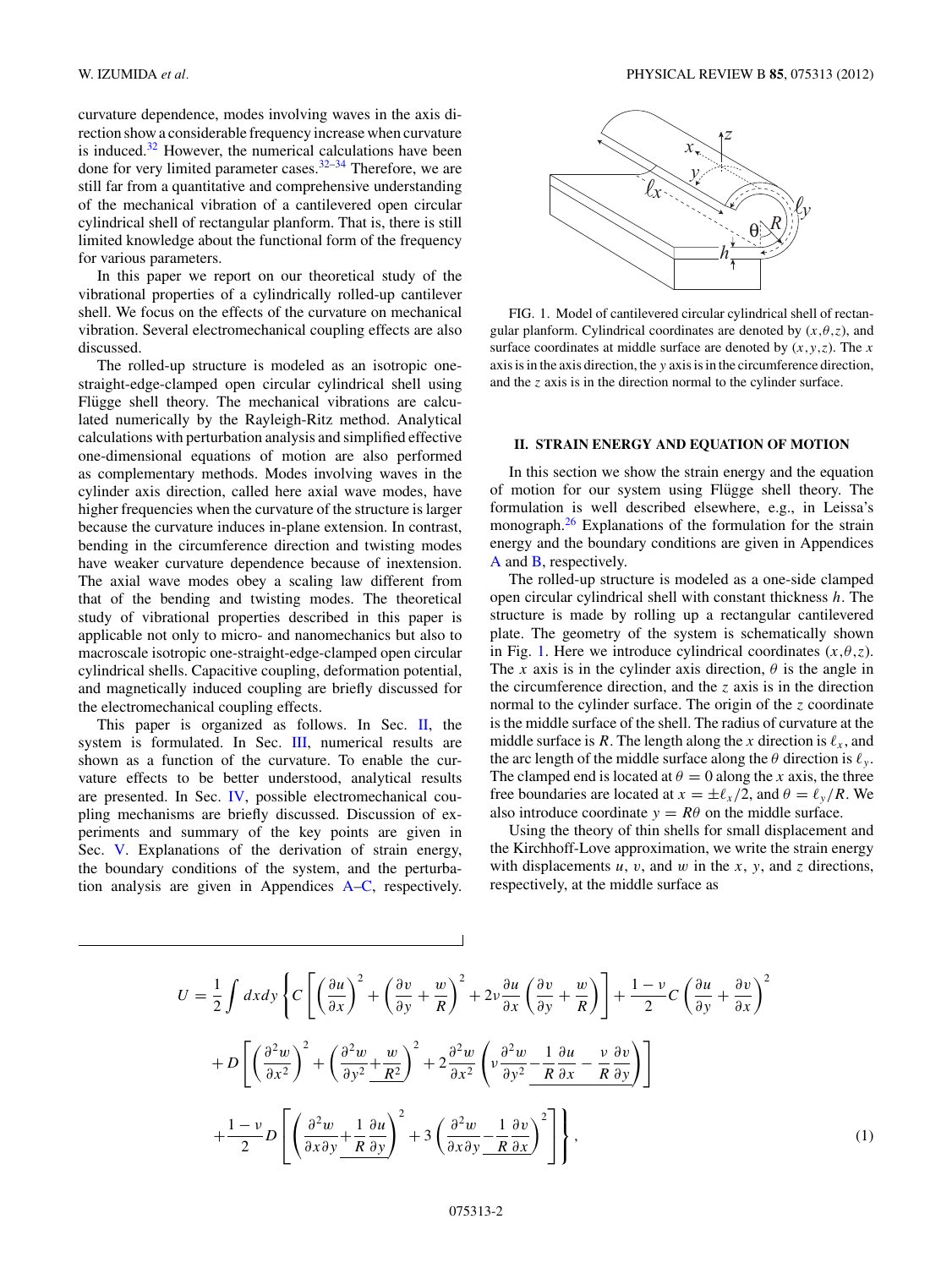curvature dependence, modes involving waves in the axis direction show a considerable frequency increase when curvature is induced.[32] However, the numerical calculations have been done for very limited parameter cases.[32–34] Therefore, we are still far from a quantitative and comprehensive understanding of the mechanical vibration of a cantilevered open circular cylindrical shell of rectangular planform. That is, there is still limited knowledge about the functional form of the frequency for various parameters.

In this paper we report on our theoretical study of the vibrational properties of a cylindrically rolled-up cantilever shell. We focus on the effects of the curvature on mechanical vibration. Several electromechanical coupling effects are also discussed.

The rolled-up structure is modeled as an isotropic one-straight-edge-clamped open circular cylindrical shell using Flügge shell theory. The mechanical vibrations are calculated numerically by the Rayleigh-Ritz method. Analytical calculations with perturbation analysis and simplified effective one-dimensional equations of motion are also performed as complementary methods. Modes involving waves in the cylinder axis direction, called here axial wave modes, have higher frequencies when the curvature of the structure is larger because the curvature induces in-plane extension. In contrast, bending in the circumference direction and twisting modes have weaker curvature dependence because of inextension. The axial wave modes obey a scaling law different from that of the bending and twisting modes. The theoretical study of vibrational properties described in this paper is applicable not only to micro- and nanomechanics but also to macroscale isotropic one-straight-edge-clamped open circular cylindrical shells. Capacitive coupling, deformation potential, and magnetically induced coupling are briefly discussed for the electromechanical coupling effects.

This paper is organized as follows. In Sec. II, the system is formulated. In Sec. III, numerical results are shown as a function of the curvature. To enable the curvature effects to be better understood, analytical results are presented. In Sec. IV, possible electromechanical coupling mechanisms are briefly discussed. Discussion of experiments and summary of the key points are given in Sec. V. Explanations of the derivation of strain energy, the boundary conditions of the system, and the perturbation analysis are given in Appendices A–C, respectively.

FIG. 1. Model of cantilevered circular cylindrical shell of rectangular planform. Cylindrical coordinates are denoted by $(x,\theta,z)$, and surface coordinates at middle surface are denoted by $(x,y,z)$. The $x$ axis is in the axis direction, the $y$ axis is in the circumference direction, and the $z$ axis is in the direction normal to the cylinder surface.

## II. STRAIN ENERGY AND EQUATION OF MOTION

In this section we show the strain energy and the equation of motion for our system using Flügge shell theory. The formulation is well described elsewhere, e.g., in Leissa's monograph.[26] Explanations of the formulation for the strain energy and the boundary conditions are given in Appendices A and B, respectively.

The rolled-up structure is modeled as a one-side clamped open circular cylindrical shell with constant thickness $h$. The structure is made by rolling up a rectangular cantilevered plate. The geometry of the system is schematically shown in Fig. 1. Here we introduce cylindrical coordinates $(x,\theta,z)$. The $x$ axis is in the cylinder axis direction, $\theta$ is the angle in the circumference direction, and the $z$ axis is in the direction normal to the cylinder surface. The origin of the $z$ coordinate is the middle surface of the shell. The radius of curvature at the middle surface is $R$. The length along the $x$ direction is $\ell_x$, and the arc length of the middle surface along the $\theta$ direction is $\ell_y$. The clamped end is located at $\theta = 0$ along the $x$ axis, the three free boundaries are located at $x = \pm\ell_x/2$, and $\theta = \ell_y/R$. We also introduce coordinate $y = R\theta$ on the middle surface.

Using the theory of thin shells for small displacement and the Kirchhoff-Love approximation, we write the strain energy with displacements $u$, $v$, and $w$ in the $x$, $y$, and $z$ directions, respectively, at the middle surface as

$$
\begin{aligned}
U = \frac{1}{2}\int dx dy \Bigg\{ & C\left[\left(\frac{\partial u}{\partial x}\right)^2 + \left(\frac{\partial v}{\partial y} + \frac{w}{R}\right)^2 + 2\nu\frac{\partial u}{\partial x}\left(\frac{\partial v}{\partial y} + \frac{w}{R}\right)\right] + \frac{1-\nu}{2}C\left(\frac{\partial u}{\partial y} + \frac{\partial v}{\partial x}\right)^2 \\
& + D\left[\left(\frac{\partial^2 w}{\partial x^2}\right)^2 + \left(\frac{\partial^2 w}{\partial y^2} + \underline{\frac{w}{R^2}}\right)^2 + 2\frac{\partial^2 w}{\partial x^2}\left(\nu\frac{\partial^2 w}{\partial y^2} \underline{- \frac{1}{R}\frac{\partial u}{\partial x} - \frac{\nu}{R}\frac{\partial v}{\partial y}}\right)\right] \\
& + \frac{1-\nu}{2}D\left[\left(\frac{\partial^2 w}{\partial x \partial y} + \underline{\frac{1}{R}\frac{\partial u}{\partial y}}\right)^2 + 3\left(\frac{\partial^2 w}{\partial x \partial y} \underline{- \frac{1}{R}\frac{\partial v}{\partial x}}\right)^2\right]\Bigg\},
\end{aligned}
\tag{1}
$$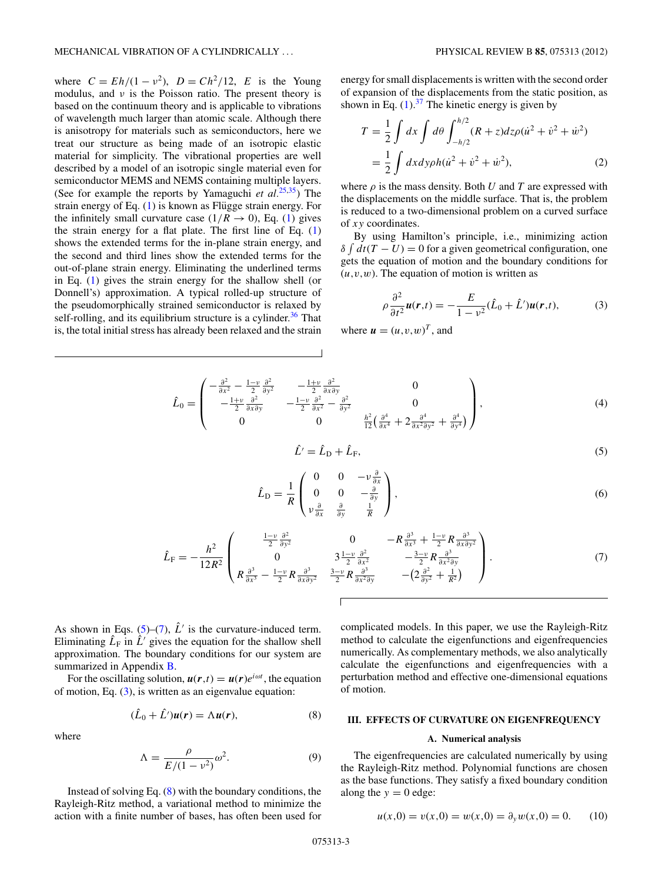where $C = Eh/(1-\nu^2)$, $D = Ch^2/12$, $E$ is the Young modulus, and $\nu$ is the Poisson ratio. The present theory is based on the continuum theory and is applicable to vibrations of wavelength much larger than atomic scale. Although there is anisotropy for materials such as semiconductors, here we treat our structure as being made of an isotropic elastic material for simplicity. The vibrational properties are well described by a model of an isotropic single material even for semiconductor MEMS and NEMS containing multiple layers. (See for example the reports by Yamaguchi *et al.*[25,35]) The strain energy of Eq. (1) is known as Flügge strain energy. For the infinitely small curvature case ($1/R \to 0$), Eq. (1) gives the strain energy for a flat plate. The first line of Eq. (1) shows the extended terms for the in-plane strain energy, and the second and third lines show the extended terms for the out-of-plane strain energy. Eliminating the underlined terms in Eq. (1) gives the strain energy for the shallow shell (or Donnell's) approximation. A typical rolled-up structure of the pseudomorphically strained semiconductor is relaxed by self-rolling, and its equilibrium structure is a cylinder.[36] That is, the total initial stress has already been relaxed and the strain energy for small displacements is written with the second order of expansion of the displacements from the static position, as shown in Eq. (1).[37] The kinetic energy is given by

$$
\begin{aligned}
T &= \frac{1}{2}\int dx \int d\theta \int_{-h/2}^{h/2} (R+z)dz\rho(\dot{u}^2+\dot{v}^2+\dot{w}^2) \\
&= \frac{1}{2}\int dxdy\rho h(\dot{u}^2+\dot{v}^2+\dot{w}^2), \qquad (2)
\end{aligned}
$$

where $\rho$ is the mass density. Both $U$ and $T$ are expressed with the displacements on the middle surface. That is, the problem is reduced to a two-dimensional problem on a curved surface of $xy$ coordinates.

By using Hamilton's principle, i.e., minimizing action $\delta \int dt(T-U) = 0$ for a given geometrical configuration, one gets the equation of motion and the boundary conditions for $(u,v,w)$. The equation of motion is written as

$$
\rho \frac{\partial^2}{\partial t^2}\boldsymbol{u}(\boldsymbol{r},t) = -\frac{E}{1-\nu^2}(\hat{L}_0 + \hat{L}')\boldsymbol{u}(\boldsymbol{r},t), \qquad (3)
$$

where $\boldsymbol{u} = (u,v,w)^T$, and

$$
\hat{L}_0 = \begin{pmatrix} -\frac{\partial^2}{\partial x^2} - \frac{1-\nu}{2}\frac{\partial^2}{\partial y^2} & -\frac{1+\nu}{2}\frac{\partial^2}{\partial x \partial y} & 0 \\ -\frac{1+\nu}{2}\frac{\partial^2}{\partial x \partial y} & -\frac{1-\nu}{2}\frac{\partial^2}{\partial x^2} - \frac{\partial^2}{\partial y^2} & 0 \\ 0 & 0 & \frac{h^2}{12}\left(\frac{\partial^4}{\partial x^4} + 2\frac{\partial^4}{\partial x^2 \partial y^2} + \frac{\partial^4}{\partial y^4}\right) \end{pmatrix}, \qquad (4)
$$

$$
\hat{L}' = \hat{L}_{\mathrm{D}} + \hat{L}_{\mathrm{F}}, \qquad (5)
$$

$$
\hat{L}_{\mathrm{D}} = \frac{1}{R}\begin{pmatrix} 0 & 0 & -\nu\frac{\partial}{\partial x} \\ 0 & 0 & -\frac{\partial}{\partial y} \\ \nu\frac{\partial}{\partial x} & \frac{\partial}{\partial y} & \frac{1}{R} \end{pmatrix}, \qquad (6)
$$

$$
\hat{L}_{\mathrm{F}} = -\frac{h^2}{12R^2}\begin{pmatrix} \frac{1-\nu}{2}\frac{\partial^2}{\partial y^2} & 0 & -R\frac{\partial^3}{\partial x^3} + \frac{1-\nu}{2}R\frac{\partial^3}{\partial x \partial y^2} \\ 0 & 3\frac{1-\nu}{2}\frac{\partial^2}{\partial x^2} & -\frac{3-\nu}{2}R\frac{\partial^3}{\partial x^2 \partial y} \\ R\frac{\partial^3}{\partial x^3} - \frac{1-\nu}{2}R\frac{\partial^3}{\partial x \partial y^2} & \frac{3-\nu}{2}R\frac{\partial^3}{\partial x^2 \partial y} & -\left(2\frac{\partial^2}{\partial y^2} + \frac{1}{R^2}\right) \end{pmatrix}. \qquad (7)
$$

As shown in Eqs. (5)–(7), $\hat{L}'$ is the curvature-induced term. Eliminating $\hat{L}_{\mathrm{F}}$ in $\hat{L}'$ gives the equation for the shallow shell approximation. The boundary conditions for our system are summarized in Appendix B.

For the oscillating solution, $\boldsymbol{u}(\boldsymbol{r},t) = \boldsymbol{u}(\boldsymbol{r})e^{i\omega t}$, the equation of motion, Eq. (3), is written as an eigenvalue equation:

$$
(\hat{L}_0 + \hat{L}')\boldsymbol{u}(\boldsymbol{r}) = \Lambda \boldsymbol{u}(\boldsymbol{r}), \qquad (8)
$$

where

$$
\Lambda = \frac{\rho}{E/(1-\nu^2)}\omega^2. \qquad (9)
$$

Instead of solving Eq. (8) with the boundary conditions, the Rayleigh-Ritz method, a variational method to minimize the action with a finite number of bases, has often been used for complicated models. In this paper, we use the Rayleigh-Ritz method to calculate the eigenfunctions and eigenfrequencies numerically. As complementary methods, we also analytically calculate the eigenfunctions and eigenfrequencies with a perturbation method and effective one-dimensional equations of motion.

## III. EFFECTS OF CURVATURE ON EIGENFREQUENCY

### A. Numerical analysis

The eigenfrequencies are calculated numerically by using the Rayleigh-Ritz method. Polynomial functions are chosen as the base functions. They satisfy a fixed boundary condition along the $y = 0$ edge:

$$
u(x,0) = v(x,0) = w(x,0) = \partial_y w(x,0) = 0. \qquad (10)
$$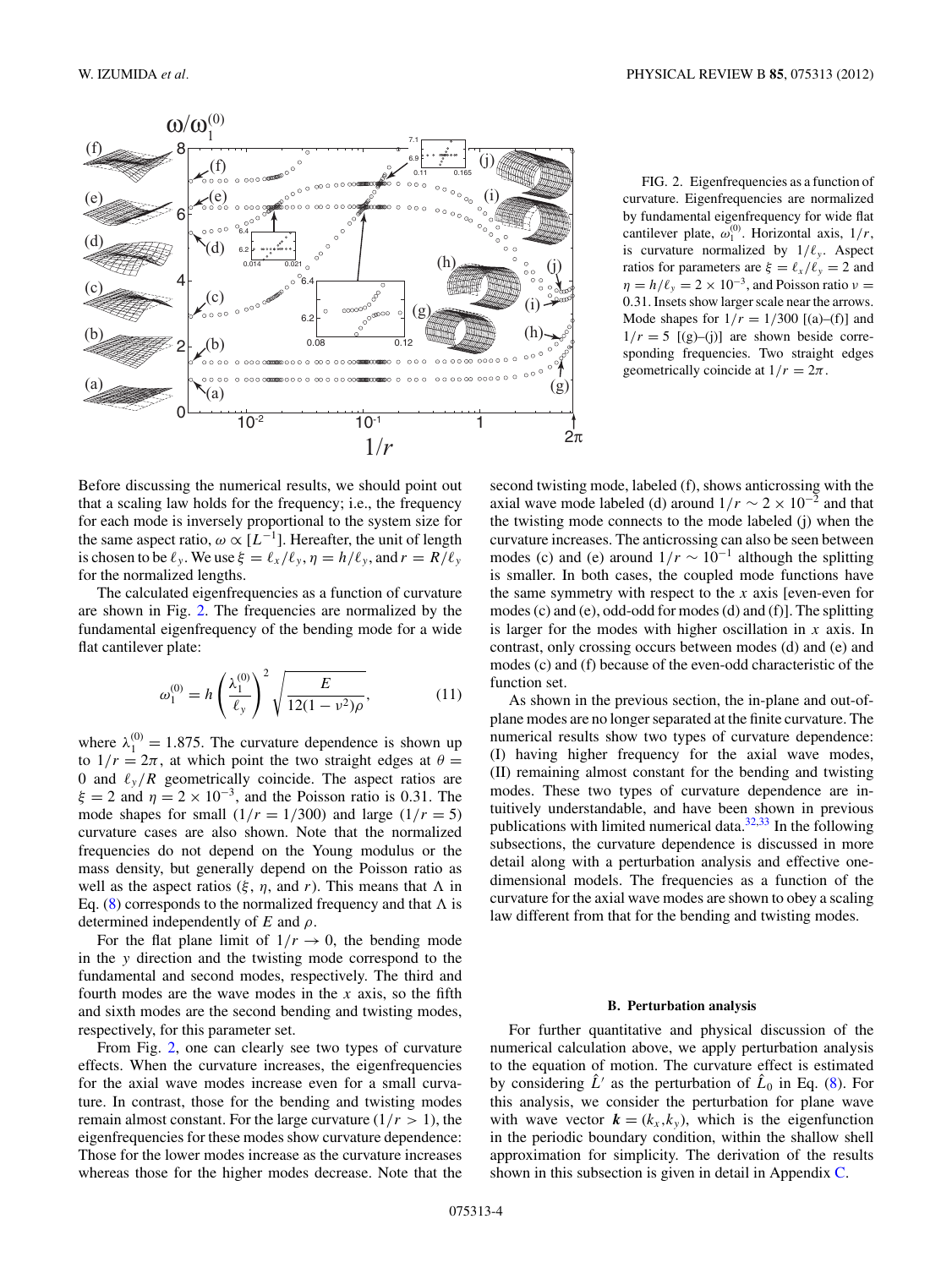FIG. 2. Eigenfrequencies as a function of curvature. Eigenfrequencies are normalized by fundamental eigenfrequency for wide flat cantilever plate, $\omega_1^{(0)}$. Horizontal axis, $1/r$, is curvature normalized by $1/\ell_y$. Aspect ratios for parameters are $\xi = \ell_x/\ell_y = 2$ and $\eta = h/\ell_y = 2 \times 10^{-3}$, and Poisson ratio $\nu = 0.31$. Insets show larger scale near the arrows. Mode shapes for $1/r = 1/300$ [(a)–(f)] and $1/r = 5$ [(g)–(j)] are shown beside corresponding frequencies. Two straight edges geometrically coincide at $1/r = 2\pi$.

Before discussing the numerical results, we should point out that a scaling law holds for the frequency; i.e., the frequency for each mode is inversely proportional to the system size for the same aspect ratio, $\omega \propto [L^{-1}]$. Hereafter, the unit of length is chosen to be $\ell_y$. We use $\xi = \ell_x/\ell_y$, $\eta = h/\ell_y$, and $r = R/\ell_y$ for the normalized lengths.

The calculated eigenfrequencies as a function of curvature are shown in Fig. 2. The frequencies are normalized by the fundamental eigenfrequency of the bending mode for a wide flat cantilever plate:

$$\omega_1^{(0)} = h\left(\frac{\lambda_1^{(0)}}{\ell_y}\right)^2 \sqrt{\frac{E}{12(1-\nu^2)\rho}}, \tag{11}$$

where $\lambda_1^{(0)} = 1.875$. The curvature dependence is shown up to $1/r = 2\pi$, at which point the two straight edges at $\theta = 0$ and $\ell_y/R$ geometrically coincide. The aspect ratios are $\xi = 2$ and $\eta = 2 \times 10^{-3}$, and the Poisson ratio is 0.31. The mode shapes for small ($1/r = 1/300$) and large ($1/r = 5$) curvature cases are also shown. Note that the normalized frequencies do not depend on the Young modulus or the mass density, but generally depend on the Poisson ratio as well as the aspect ratios ($\xi$, $\eta$, and $r$). This means that $\Lambda$ in Eq. (8) corresponds to the normalized frequency and that $\Lambda$ is determined independently of $E$ and $\rho$.

For the flat plane limit of $1/r \to 0$, the bending mode in the $y$ direction and the twisting mode correspond to the fundamental and second modes, respectively. The third and fourth modes are the wave modes in the $x$ axis, so the fifth and sixth modes are the second bending and twisting modes, respectively, for this parameter set.

From Fig. 2, one can clearly see two types of curvature effects. When the curvature increases, the eigenfrequencies for the axial wave modes increase even for a small curvature. In contrast, those for the bending and twisting modes remain almost constant. For the large curvature ($1/r > 1$), the eigenfrequencies for these modes show curvature dependence: Those for the lower modes increase as the curvature increases whereas those for the higher modes decrease. Note that the second twisting mode, labeled (f), shows anticrossing with the axial wave mode labeled (d) around $1/r \sim 2 \times 10^{-2}$ and that the twisting mode connects to the mode labeled (j) when the curvature increases. The anticrossing can also be seen between modes (c) and (e) around $1/r \sim 10^{-1}$ although the splitting is smaller. In both cases, the coupled mode functions have the same symmetry with respect to the $x$ axis [even-even for modes (c) and (e), odd-odd for modes (d) and (f)]. The splitting is larger for the modes with higher oscillation in $x$ axis. In contrast, only crossing occurs between modes (d) and (e) and modes (c) and (f) because of the even-odd characteristic of the function set.

As shown in the previous section, the in-plane and out-of-plane modes are no longer separated at the finite curvature. The numerical results show two types of curvature dependence: (I) having higher frequency for the axial wave modes, (II) remaining almost constant for the bending and twisting modes. These two types of curvature dependence are intuitively understandable, and have been shown in previous publications with limited numerical data.[32,33] In the following subsections, the curvature dependence is discussed in more detail along with a perturbation analysis and effective one-dimensional models. The frequencies as a function of the curvature for the axial wave modes are shown to obey a scaling law different from that for the bending and twisting modes.

### B. Perturbation analysis

For further quantitative and physical discussion of the numerical calculation above, we apply perturbation analysis to the equation of motion. The curvature effect is estimated by considering $\hat{L}'$ as the perturbation of $\hat{L}_0$ in Eq. (8). For this analysis, we consider the perturbation for plane wave with wave vector $\boldsymbol{k} = (k_x, k_y)$, which is the eigenfunction in the periodic boundary condition, within the shallow shell approximation for simplicity. The derivation of the results shown in this subsection is given in detail in Appendix C.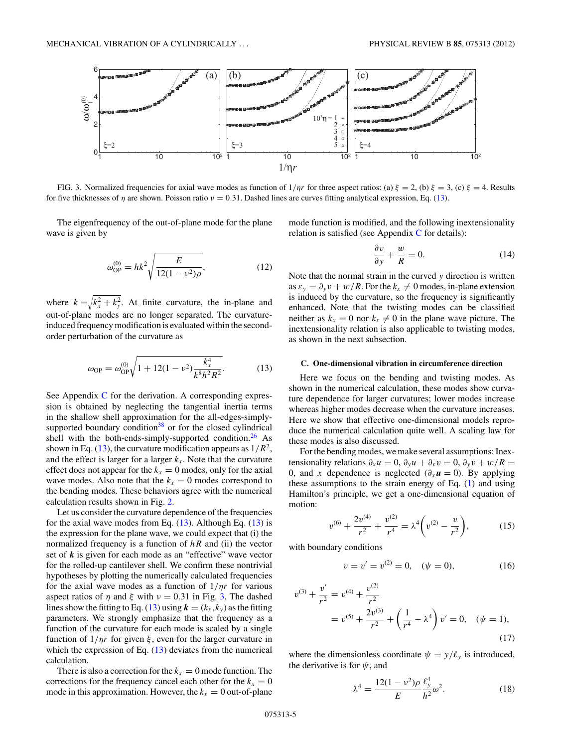FIG. 3. Normalized frequencies for axial wave modes as function of $1/\eta r$ for three aspect ratios: (a) $\xi = 2$, (b) $\xi = 3$, (c) $\xi = 4$. Results for five thicknesses of $\eta$ are shown. Poisson ratio $\nu = 0.31$. Dashed lines are curves fitting analytical expression, Eq. (13).

The eigenfrequency of the out-of-plane mode for the plane wave is given by

$$\omega_{\rm OP}^{(0)} = hk^2\sqrt{\frac{E}{12(1-\nu^2)\rho}}, \tag{12}$$

where $k = \sqrt{k_x^2 + k_y^2}$. At finite curvature, the in-plane and out-of-plane modes are no longer separated. The curvature-induced frequency modification is evaluated within the second-order perturbation of the curvature as

$$\omega_{\rm OP} = \omega_{\rm OP}^{(0)}\sqrt{1 + 12(1-\nu^2)\frac{k_x^4}{k^8 h^2 R^2}}. \tag{13}$$

See Appendix C for the derivation. A corresponding expression is obtained by neglecting the tangential inertia terms in the shallow shell approximation for the all-edges-simply-supported boundary condition[38] or for the closed cylindrical shell with the both-ends-simply-supported condition.[26] As shown in Eq. (13), the curvature modification appears as $1/R^2$, and the effect is larger for a larger $k_x$. Note that the curvature effect does not appear for the $k_x = 0$ modes, only for the axial wave modes. Also note that the $k_x = 0$ modes correspond to the bending modes. These behaviors agree with the numerical calculation results shown in Fig. 2.

Let us consider the curvature dependence of the frequencies for the axial wave modes from Eq. (13). Although Eq. (13) is the expression for the plane wave, we could expect that (i) the normalized frequency is a function of $hR$ and (ii) the vector set of $\boldsymbol{k}$ is given for each mode as an "effective" wave vector for the rolled-up cantilever shell. We confirm these nontrivial hypotheses by plotting the numerically calculated frequencies for the axial wave modes as a function of $1/\eta r$ for various aspect ratios of $\eta$ and $\xi$ with $\nu = 0.31$ in Fig. 3. The dashed lines show the fitting to Eq. (13) using $\boldsymbol{k} = (k_x, k_y)$ as the fitting parameters. We strongly emphasize that the frequency as a function of the curvature for each mode is scaled by a single function of $1/\eta r$ for given $\xi$, even for the larger curvature in which the expression of Eq. (13) deviates from the numerical calculation.

There is also a correction for the $k_x = 0$ mode function. The corrections for the frequency cancel each other for the $k_x = 0$ mode in this approximation. However, the $k_x = 0$ out-of-plane mode function is modified, and the following inextensionality relation is satisfied (see Appendix C for details):

$$\frac{\partial v}{\partial y} + \frac{w}{R} = 0. \tag{14}$$

Note that the normal strain in the curved $y$ direction is written as $\varepsilon_y = \partial_y v + w/R$. For the $k_x \neq 0$ modes, in-plane extension is induced by the curvature, so the frequency is significantly enhanced. Note that the twisting modes can be classified neither as $k_x = 0$ nor $k_x \neq 0$ in the plane wave picture. The inextensionality relation is also applicable to twisting modes, as shown in the next subsection.

### C. One-dimensional vibration in circumference direction

Here we focus on the bending and twisting modes. As shown in the numerical calculation, these modes show curvature dependence for larger curvatures; lower modes increase whereas higher modes decrease when the curvature increases. Here we show that effective one-dimensional models reproduce the numerical calculation quite well. A scaling law for these modes is also discussed.

For the bending modes, we make several assumptions: Inextensionality relations $\partial_x u = 0$, $\partial_y u + \partial_x v = 0$, $\partial_y v + w/R = 0$, and $x$ dependence is neglected ($\partial_x \boldsymbol{u} = 0$). By applying these assumptions to the strain energy of Eq. (1) and using Hamilton's principle, we get a one-dimensional equation of motion:

$$v^{(6)} + \frac{2v^{(4)}}{r^2} + \frac{v^{(2)}}{r^4} = \lambda^4\left(v^{(2)} - \frac{v}{r^2}\right), \tag{15}$$

with boundary conditions

$$v = v' = v^{(2)} = 0, \quad (\psi = 0), \tag{16}$$

$$v^{(3)} + \frac{v'}{r^2} = v^{(4)} + \frac{v^{(2)}}{r^2} = v^{(5)} + \frac{2v^{(3)}}{r^2} + \left(\frac{1}{r^4} - \lambda^4\right)v' = 0, \quad (\psi = 1), \tag{17}$$

where the dimensionless coordinate $\psi = y/\ell_y$ is introduced, the derivative is for $\psi$, and

$$\lambda^4 = \frac{12(1-\nu^2)\rho}{E}\frac{\ell_y^4}{h^2}\omega^2. \tag{18}$$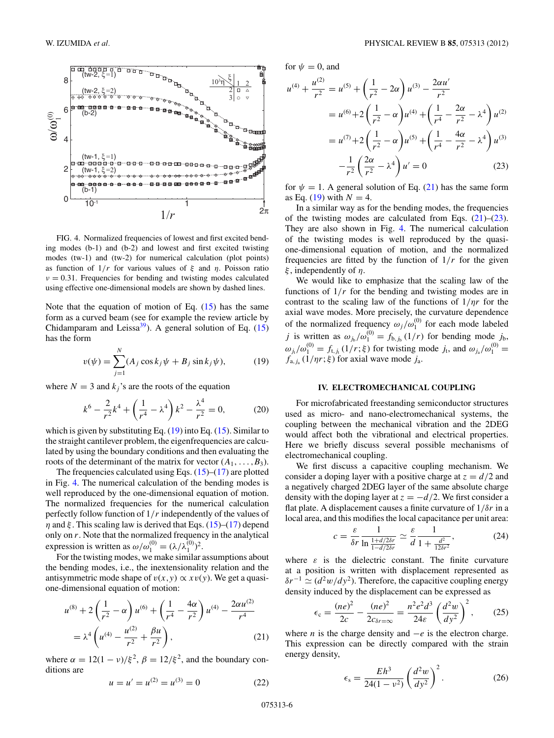FIG. 4. Normalized frequencies of lowest and first excited bending modes (b-1) and (b-2) and lowest and first excited twisting modes (tw-1) and (tw-2) for numerical calculation (plot points) as function of $1/r$ for various values of $\xi$ and $\eta$. Poisson ratio $\nu = 0.31$. Frequencies for bending and twisting modes calculated using effective one-dimensional models are shown by dashed lines.

Note that the equation of motion of Eq. (15) has the same form as a curved beam (see for example the review article by Chidamparam and Leissa[39]). A general solution of Eq. (15) has the form

$$v(\psi) = \sum_{j=1}^{N} (A_j \cos k_j \psi + B_j \sin k_j \psi), \tag{19}$$

where $N = 3$ and $k_j$'s are the roots of the equation

$$k^6 - \frac{2}{r^2} k^4 + \left(\frac{1}{r^4} - \lambda^4\right) k^2 - \frac{\lambda^4}{r^2} = 0, \tag{20}$$

which is given by substituting Eq. (19) into Eq. (15). Similar to the straight cantilever problem, the eigenfrequencies are calculated by using the boundary conditions and then evaluating the roots of the determinant of the matrix for vector $(A_1, \ldots, B_3)$.

The frequencies calculated using Eqs. (15)–(17) are plotted in Fig. 4. The numerical calculation of the bending modes is well reproduced by the one-dimensional equation of motion. The normalized frequencies for the numerical calculation perfectly follow function of $1/r$ independently of the values of $\eta$ and $\xi$. This scaling law is derived that Eqs. (15)–(17) depend only on $r$. Note that the normalized frequency in the analytical expression is written as $\omega/\omega_1^{(0)} = (\lambda/\lambda_1^{(0)})^2$.

For the twisting modes, we make similar assumptions about the bending modes, i.e., the inextensionality relation and the antisymmetric mode shape of $v(x,y) \propto x v(y)$. We get a quasi-one-dimensional equation of motion:

$$u^{(8)} + 2\left(\frac{1}{r^2} - \alpha\right) u^{(6)} + \left(\frac{1}{r^4} - \frac{4\alpha}{r^2}\right) u^{(4)} - \frac{2\alpha u^{(2)}}{r^4} = \lambda^4 \left(u^{(4)} - \frac{u^{(2)}}{r^2} + \frac{\beta u}{r^2}\right), \tag{21}$$

where $\alpha = 12(1-\nu)/\xi^2$, $\beta = 12/\xi^2$, and the boundary conditions are

$$u = u' = u^{(2)} = u^{(3)} = 0 \tag{22}$$

for $\psi = 0$, and

$$\begin{aligned}
u^{(4)} + \frac{u^{(2)}}{r^2} &= u^{(5)} + \left(\frac{1}{r^2} - 2\alpha\right) u^{(3)} - \frac{2\alpha u'}{r^2} \\
&= u^{(6)} + 2\left(\frac{1}{r^2} - \alpha\right) u^{(4)} + \left(\frac{1}{r^4} - \frac{2\alpha}{r^2} - \lambda^4\right) u^{(2)} \\
&= u^{(7)} + 2\left(\frac{1}{r^2} - \alpha\right) u^{(5)} + \left(\frac{1}{r^4} - \frac{4\alpha}{r^2} - \lambda^4\right) u^{(3)} \\
&\quad - \frac{1}{r^2}\left(\frac{2\alpha}{r^2} - \lambda^4\right) u' = 0
\end{aligned} \tag{23}$$

for $\psi = 1$. A general solution of Eq. (21) has the same form as Eq. (19) with $N = 4$.

In a similar way as for the bending modes, the frequencies of the twisting modes are calculated from Eqs. (21)–(23). They are also shown in Fig. 4. The numerical calculation of the twisting modes is well reproduced by the quasi-one-dimensional equation of motion, and the normalized frequencies are fitted by the function of $1/r$ for the given $\xi$, independently of $\eta$.

We would like to emphasize that the scaling law of the functions of $1/r$ for the bending and twisting modes are in contrast to the scaling law of the functions of $1/\eta r$ for the axial wave modes. More precisely, the curvature dependence of the normalized frequency $\omega_j/\omega_1^{(0)}$ for each mode labeled $j$ is written as $\omega_{j_b}/\omega_1^{(0)} = f_{b,j_b}(1/r)$ for bending mode $j_b$, $\omega_{j_t}/\omega_1^{(0)} = f_{t,j_t}(1/r;\xi)$ for twisting mode $j_t$, and $\omega_{j_a}/\omega_1^{(0)} = f_{a,j_a}(1/\eta r;\xi)$ for axial wave mode $j_a$.

## IV. ELECTROMECHANICAL COUPLING

For microfabricated freestanding semiconductor structures used as micro- and nano-electromechanical systems, the coupling between the mechanical vibration and the 2DEG would affect both the vibrational and electrical properties. Here we briefly discuss several possible mechanisms of electromechanical coupling.

We first discuss a capacitive coupling mechanism. We consider a doping layer with a positive charge at $z = d/2$ and a negatively charged 2DEG layer of the same absolute charge density with the doping layer at $z = -d/2$. We first consider a flat plate. A displacement causes a finite curvature of $1/\delta r$ in a local area, and this modifies the local capacitance per unit area:

$$c = \frac{\varepsilon}{\delta r} \frac{1}{\ln \frac{1+d/2\delta r}{1-d/2\delta r}} \simeq \frac{\varepsilon}{d} \frac{1}{1 + \frac{d^2}{12\delta r^2}}, \tag{24}$$

where $\varepsilon$ is the dielectric constant. The finite curvature at a position is written with displacement represented as $\delta r^{-1} \simeq (d^2 w/dy^2)$. Therefore, the capacitive coupling energy density induced by the displacement can be expressed as

$$\epsilon_c = \frac{(ne)^2}{2c} - \frac{(ne)^2}{2c_{\delta r=\infty}} = \frac{n^2 e^2 d^3}{24\varepsilon} \left(\frac{d^2 w}{dy^2}\right)^2, \tag{25}$$

where $n$ is the charge density and $-e$ is the electron charge. This expression can be directly compared with the strain energy density,

$$\epsilon_s = \frac{E h^3}{24(1-\nu^2)} \left(\frac{d^2 w}{dy^2}\right)^2. \tag{26}$$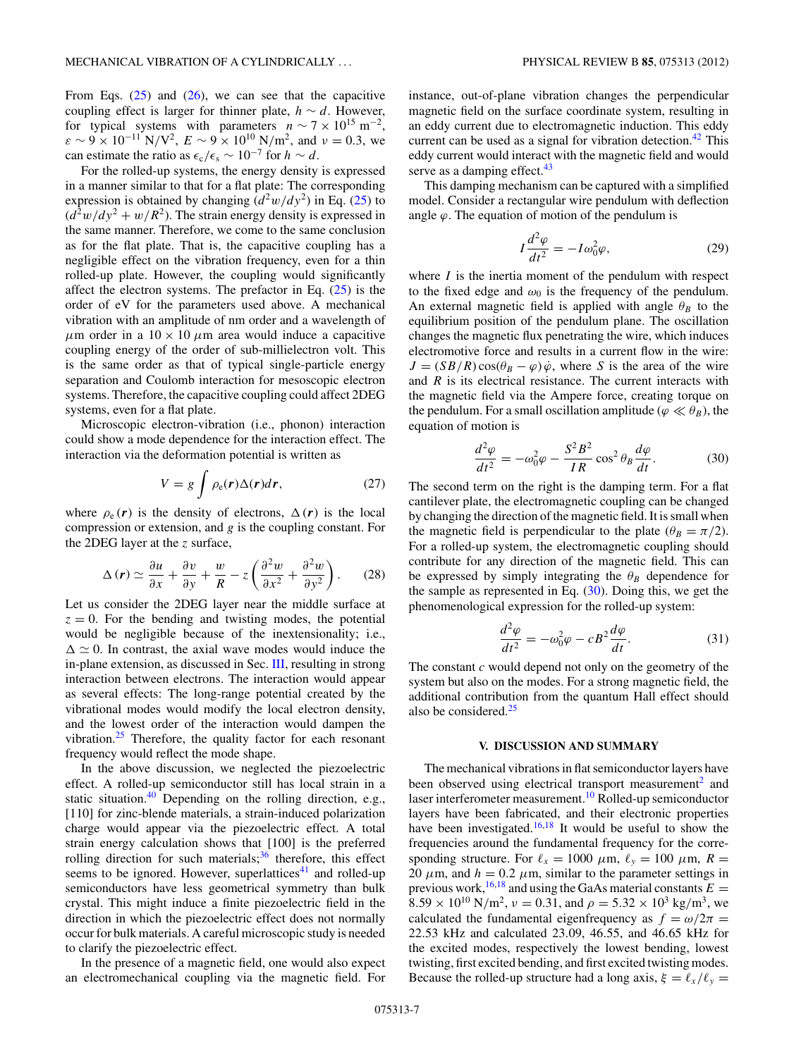From Eqs. (25) and (26), we can see that the capacitive coupling effect is larger for thinner plate, $h \sim d$. However, for typical systems with parameters $n \sim 7 \times 10^{15}\ \mathrm{m}^{-2}$, $\varepsilon \sim 9 \times 10^{-11}\ \mathrm{N/V^2}$, $E \sim 9 \times 10^{10}\ \mathrm{N/m^2}$, and $\nu = 0.3$, we can estimate the ratio as $\epsilon_c/\epsilon_s \sim 10^{-7}$ for $h \sim d$.

For the rolled-up systems, the energy density is expressed in a manner similar to that for a flat plate: The corresponding expression is obtained by changing $(d^2w/dy^2)$ in Eq. (25) to $(d^2w/dy^2 + w/R^2)$. The strain energy density is expressed in the same manner. Therefore, we come to the same conclusion as for the flat plate. That is, the capacitive coupling has a negligible effect on the vibration frequency, even for a thin rolled-up plate. However, the coupling would significantly affect the electron systems. The prefactor in Eq. (25) is the order of eV for the parameters used above. A mechanical vibration with an amplitude of nm order and a wavelength of $\mu$m order in a $10 \times 10\ \mu$m area would induce a capacitive coupling energy of the order of sub-millielectron volt. This is the same order as that of typical single-particle energy separation and Coulomb interaction for mesoscopic electron systems. Therefore, the capacitive coupling could affect 2DEG systems, even for a flat plate.

Microscopic electron-vibration (i.e., phonon) interaction could show a mode dependence for the interaction effect. The interaction via the deformation potential is written as

$$V = g \int \rho_e(\boldsymbol{r})\Delta(\boldsymbol{r})d\boldsymbol{r}, \tag{27}$$

where $\rho_e(\boldsymbol{r})$ is the density of electrons, $\Delta(\boldsymbol{r})$ is the local compression or extension, and $g$ is the coupling constant. For the 2DEG layer at the $z$ surface,

$$\Delta(\boldsymbol{r}) \simeq \frac{\partial u}{\partial x} + \frac{\partial v}{\partial y} + \frac{w}{R} - z\left(\frac{\partial^2 w}{\partial x^2} + \frac{\partial^2 w}{\partial y^2}\right). \tag{28}$$

Let us consider the 2DEG layer near the middle surface at $z = 0$. For the bending and twisting modes, the potential would be negligible because of the inextensionality; i.e., $\Delta \simeq 0$. In contrast, the axial wave modes would induce the in-plane extension, as discussed in Sec. III, resulting in strong interaction between electrons. The interaction would appear as several effects: The long-range potential created by the vibrational modes would modify the local electron density, and the lowest order of the interaction would dampen the vibration.[25] Therefore, the quality factor for each resonant frequency would reflect the mode shape.

In the above discussion, we neglected the piezoelectric effect. A rolled-up semiconductor still has local strain in a static situation.[40] Depending on the rolling direction, e.g., [110] for zinc-blende materials, a strain-induced polarization charge would appear via the piezoelectric effect. A total strain energy calculation shows that [100] is the preferred rolling direction for such materials;[36] therefore, this effect seems to be ignored. However, superlattices[41] and rolled-up semiconductors have less geometrical symmetry than bulk crystal. This might induce a finite piezoelectric field in the direction in which the piezoelectric effect does not normally occur for bulk materials. A careful microscopic study is needed to clarify the piezoelectric effect.

In the presence of a magnetic field, one would also expect an electromechanical coupling via the magnetic field. For instance, out-of-plane vibration changes the perpendicular magnetic field on the surface coordinate system, resulting in an eddy current due to electromagnetic induction. This eddy current can be used as a signal for vibration detection.[42] This eddy current would interact with the magnetic field and would serve as a damping effect.[43]

This damping mechanism can be captured with a simplified model. Consider a rectangular wire pendulum with deflection angle $\varphi$. The equation of motion of the pendulum is

$$I\frac{d^2\varphi}{dt^2} = -I\omega_0^2\varphi, \tag{29}$$

where $I$ is the inertia moment of the pendulum with respect to the fixed edge and $\omega_0$ is the frequency of the pendulum. An external magnetic field is applied with angle $\theta_B$ to the equilibrium position of the pendulum plane. The oscillation changes the magnetic flux penetrating the wire, which induces electromotive force and results in a current flow in the wire: $J = (SB/R)\cos(\theta_B - \varphi)\dot{\varphi}$, where $S$ is the area of the wire and $R$ is its electrical resistance. The current interacts with the magnetic field via the Ampere force, creating torque on the pendulum. For a small oscillation amplitude ($\varphi \ll \theta_B$), the equation of motion is

$$\frac{d^2\varphi}{dt^2} = -\omega_0^2\varphi - \frac{S^2B^2}{IR}\cos^2\theta_B\frac{d\varphi}{dt}. \tag{30}$$

The second term on the right is the damping term. For a flat cantilever plate, the electromagnetic coupling can be changed by changing the direction of the magnetic field. It is small when the magnetic field is perpendicular to the plate ($\theta_B = \pi/2$). For a rolled-up system, the electromagnetic coupling should contribute for any direction of the magnetic field. This can be expressed by simply integrating the $\theta_B$ dependence for the sample as represented in Eq. (30). Doing this, we get the phenomenological expression for the rolled-up system:

$$\frac{d^2\varphi}{dt^2} = -\omega_0^2\varphi - cB^2\frac{d\varphi}{dt}. \tag{31}$$

The constant $c$ would depend not only on the geometry of the system but also on the modes. For a strong magnetic field, the additional contribution from the quantum Hall effect should also be considered.[25]

## V. DISCUSSION AND SUMMARY

The mechanical vibrations in flat semiconductor layers have been observed using electrical transport measurement[2] and laser interferometer measurement.[10] Rolled-up semiconductor layers have been fabricated, and their electronic properties have been investigated.[16,18] It would be useful to show the frequencies around the fundamental frequency for the corresponding structure. For $\ell_x = 1000\ \mu$m, $\ell_y = 100\ \mu$m, $R = 20\ \mu$m, and $h = 0.2\ \mu$m, similar to the parameter settings in previous work,[16,18] and using the GaAs material constants $E = 8.59 \times 10^{10}\ \mathrm{N/m^2}$, $\nu = 0.31$, and $\rho = 5.32 \times 10^3\ \mathrm{kg/m^3}$, we calculated the fundamental eigenfrequency as $f = \omega/2\pi = 22.53$ kHz and calculated 23.09, 46.55, and 46.65 kHz for the excited modes, respectively the lowest bending, lowest twisting, first excited bending, and first excited twisting modes. Because the rolled-up structure had a long axis, $\xi = \ell_x/\ell_y =$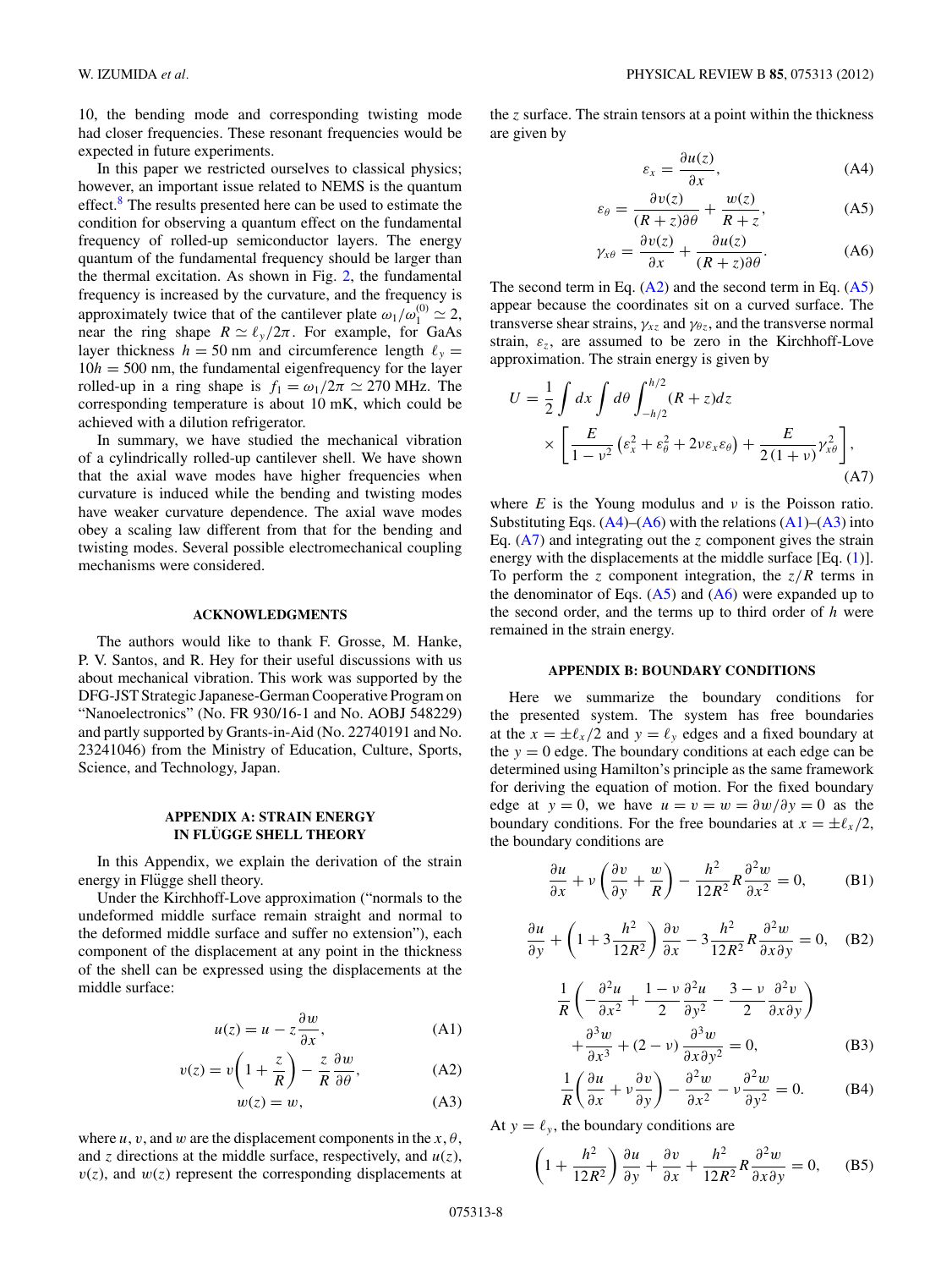10, the bending mode and corresponding twisting mode had closer frequencies. These resonant frequencies would be expected in future experiments.

In this paper we restricted ourselves to classical physics; however, an important issue related to NEMS is the quantum effect.[8] The results presented here can be used to estimate the condition for observing a quantum effect on the fundamental frequency of rolled-up semiconductor layers. The energy quantum of the fundamental frequency should be larger than the thermal excitation. As shown in Fig. 2, the fundamental frequency is increased by the curvature, and the frequency is approximately twice that of the cantilever plate $\omega_1/\omega_1^{(0)} \simeq 2$, near the ring shape $R \simeq \ell_y/2\pi$. For example, for GaAs layer thickness $h = 50$ nm and circumference length $\ell_y = 10h = 500$ nm, the fundamental eigenfrequency for the layer rolled-up in a ring shape is $f_1 = \omega_1/2\pi \simeq 270$ MHz. The corresponding temperature is about 10 mK, which could be achieved with a dilution refrigerator.

In summary, we have studied the mechanical vibration of a cylindrically rolled-up cantilever shell. We have shown that the axial wave modes have higher frequencies when curvature is induced while the bending and twisting modes have weaker curvature dependence. The axial wave modes obey a scaling law different from that for the bending and twisting modes. Several possible electromechanical coupling mechanisms were considered.

## ACKNOWLEDGMENTS

The authors would like to thank F. Grosse, M. Hanke, P. V. Santos, and R. Hey for their useful discussions with us about mechanical vibration. This work was supported by the DFG-JST Strategic Japanese-German Cooperative Program on "Nanoelectronics" (No. FR 930/16-1 and No. AOBJ 548229) and partly supported by Grants-in-Aid (No. 22740191 and No. 23241046) from the Ministry of Education, Culture, Sports, Science, and Technology, Japan.

## APPENDIX A: STRAIN ENERGY IN FLÜGGE SHELL THEORY

In this Appendix, we explain the derivation of the strain energy in Flügge shell theory.

Under the Kirchhoff-Love approximation ("normals to the undeformed middle surface remain straight and normal to the deformed middle surface and suffer no extension"), each component of the displacement at any point in the thickness of the shell can be expressed using the displacements at the middle surface:

$$u(z) = u - z\frac{\partial w}{\partial x}, \tag{A1}$$

$$v(z) = v\left(1 + \frac{z}{R}\right) - \frac{z}{R}\frac{\partial w}{\partial \theta}, \tag{A2}$$

$$w(z) = w, \tag{A3}$$

where $u$, $v$, and $w$ are the displacement components in the $x$, $\theta$, and $z$ directions at the middle surface, respectively, and $u(z)$, $v(z)$, and $w(z)$ represent the corresponding displacements at the $z$ surface. The strain tensors at a point within the thickness are given by

$$\varepsilon_x = \frac{\partial u(z)}{\partial x}, \tag{A4}$$

$$\varepsilon_\theta = \frac{\partial v(z)}{(R+z)\partial \theta} + \frac{w(z)}{R+z}, \tag{A5}$$

$$\gamma_{x\theta} = \frac{\partial v(z)}{\partial x} + \frac{\partial u(z)}{(R+z)\partial \theta}. \tag{A6}$$

The second term in Eq. (A2) and the second term in Eq. (A5) appear because the coordinates sit on a curved surface. The transverse shear strains, $\gamma_{xz}$ and $\gamma_{\theta z}$, and the transverse normal strain, $\varepsilon_z$, are assumed to be zero in the Kirchhoff-Love approximation. The strain energy is given by

$$U = \frac{1}{2}\int dx \int d\theta \int_{-h/2}^{h/2} (R+z)dz \times \left[\frac{E}{1-\nu^2}\left(\varepsilon_x^2 + \varepsilon_\theta^2 + 2\nu\varepsilon_x\varepsilon_\theta\right) + \frac{E}{2(1+\nu)}\gamma_{x\theta}^2\right], \tag{A7}$$

where $E$ is the Young modulus and $\nu$ is the Poisson ratio. Substituting Eqs. (A4)–(A6) with the relations (A1)–(A3) into Eq. (A7) and integrating out the $z$ component gives the strain energy with the displacements at the middle surface [Eq. (1)]. To perform the $z$ component integration, the $z/R$ terms in the denominator of Eqs. (A5) and (A6) were expanded up to the second order, and the terms up to third order of $h$ were remained in the strain energy.

## APPENDIX B: BOUNDARY CONDITIONS

Here we summarize the boundary conditions for the presented system. The system has free boundaries at the $x = \pm\ell_x/2$ and $y = \ell_y$ edges and a fixed boundary at the $y = 0$ edge. The boundary conditions at each edge can be determined using Hamilton's principle as the same framework for deriving the equation of motion. For the fixed boundary edge at $y = 0$, we have $u = v = w = \partial w/\partial y = 0$ as the boundary conditions. For the free boundaries at $x = \pm\ell_x/2$, the boundary conditions are

$$\frac{\partial u}{\partial x} + \nu\left(\frac{\partial v}{\partial y} + \frac{w}{R}\right) - \frac{h^2}{12R^2}R\frac{\partial^2 w}{\partial x^2} = 0, \tag{B1}$$

$$\frac{\partial u}{\partial y} + \left(1 + 3\frac{h^2}{12R^2}\right)\frac{\partial v}{\partial x} - 3\frac{h^2}{12R^2}R\frac{\partial^2 w}{\partial x \partial y} = 0, \tag{B2}$$

$$\frac{1}{R}\left(-\frac{\partial^2 u}{\partial x^2} + \frac{1-\nu}{2}\frac{\partial^2 u}{\partial y^2} - \frac{3-\nu}{2}\frac{\partial^2 v}{\partial x \partial y}\right) + \frac{\partial^3 w}{\partial x^3} + (2-\nu)\frac{\partial^3 w}{\partial x \partial y^2} = 0, \tag{B3}$$

$$\frac{1}{R}\left(\frac{\partial u}{\partial x} + \nu\frac{\partial v}{\partial y}\right) - \frac{\partial^2 w}{\partial x^2} - \nu\frac{\partial^2 w}{\partial y^2} = 0. \tag{B4}$$

At $y = \ell_y$, the boundary conditions are

$$\left(1 + \frac{h^2}{12R^2}\right)\frac{\partial u}{\partial y} + \frac{\partial v}{\partial x} + \frac{h^2}{12R^2}R\frac{\partial^2 w}{\partial x \partial y} = 0, \tag{B5}$$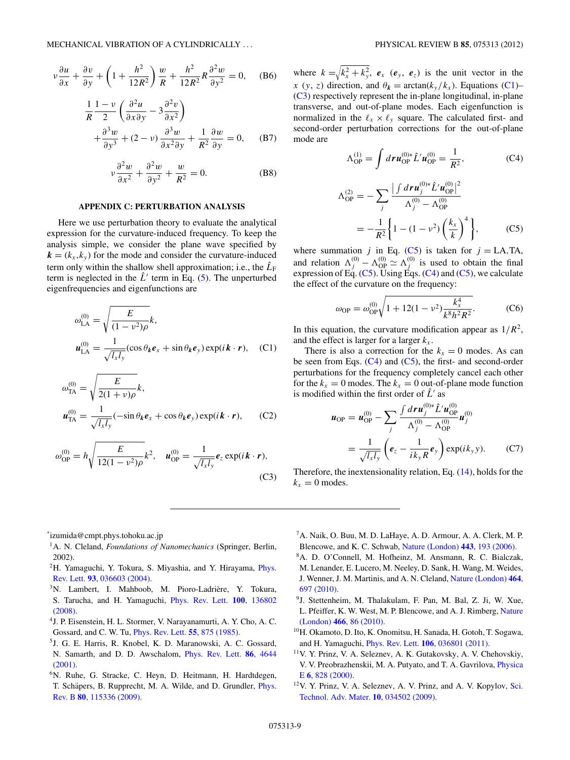$$\nu \frac{\partial u}{\partial x} + \frac{\partial v}{\partial y} + \left(1 + \frac{h^2}{12R^2}\right)\frac{w}{R} + \frac{h^2}{12R^2}R\frac{\partial^2 w}{\partial y^2} = 0, \quad \text{(B6)}$$

$$\frac{1}{R}\frac{1-\nu}{2}\left(\frac{\partial^2 u}{\partial x \partial y} - 3\frac{\partial^2 v}{\partial x^2}\right) + \frac{\partial^3 w}{\partial y^3} + (2-\nu)\frac{\partial^3 w}{\partial x^2 \partial y} + \frac{1}{R^2}\frac{\partial w}{\partial y} = 0, \quad \text{(B7)}$$

$$\nu \frac{\partial^2 w}{\partial x^2} + \frac{\partial^2 w}{\partial y^2} + \frac{w}{R^2} = 0. \quad \text{(B8)}$$

## APPENDIX C: PERTURBATION ANALYSIS

Here we use perturbation theory to evaluate the analytical expression for the curvature-induced frequency. To keep the analysis simple, we consider the plane wave specified by $\boldsymbol{k} = (k_x, k_y)$ for the mode and consider the curvature-induced term only within the shallow shell approximation; i.e., the $\hat{L}_\text{F}$ term is neglected in the $\hat{L}'$ term in Eq. (5). The unperturbed eigenfrequencies and eigenfunctions are

$$\omega_\text{LA}^{(0)} = \sqrt{\frac{E}{(1-\nu^2)\rho}}k,$$
$$\boldsymbol{u}_\text{LA}^{(0)} = \frac{1}{\sqrt{l_x l_y}}(\cos\theta_{\boldsymbol{k}}\boldsymbol{e}_x + \sin\theta_{\boldsymbol{k}}\boldsymbol{e}_y)\exp(i\boldsymbol{k}\cdot\boldsymbol{r}), \quad \text{(C1)}$$

$$\omega_\text{TA}^{(0)} = \sqrt{\frac{E}{2(1+\nu)\rho}}k,$$
$$\boldsymbol{u}_\text{TA}^{(0)} = \frac{1}{\sqrt{l_x l_y}}(-\sin\theta_{\boldsymbol{k}}\boldsymbol{e}_x + \cos\theta_{\boldsymbol{k}}\boldsymbol{e}_y)\exp(i\boldsymbol{k}\cdot\boldsymbol{r}), \quad \text{(C2)}$$

$$\omega_\text{OP}^{(0)} = h\sqrt{\frac{E}{12(1-\nu^2)\rho}}k^2, \quad \boldsymbol{u}_\text{OP}^{(0)} = \frac{1}{\sqrt{l_x l_y}}\boldsymbol{e}_z\exp(i\boldsymbol{k}\cdot\boldsymbol{r}), \quad \text{(C3)}$$

where $k = \sqrt{k_x^2 + k_y^2}$, $\boldsymbol{e}_x$ ($\boldsymbol{e}_y$, $\boldsymbol{e}_z$) is the unit vector in the $x$ ($y$, $z$) direction, and $\theta_{\boldsymbol{k}} = \arctan(k_y/k_x)$. Equations (C1)–(C3) respectively represent the in-plane longitudinal, in-plane transverse, and out-of-plane modes. Each eigenfunction is normalized in the $\ell_x \times \ell_y$ square. The calculated first- and second-order perturbation corrections for the out-of-plane mode are

$$\Lambda_\text{OP}^{(1)} = \int d\boldsymbol{r}\boldsymbol{u}_\text{OP}^{(0)*}\hat{L}'\boldsymbol{u}_\text{OP}^{(0)} = \frac{1}{R^2}, \quad \text{(C4)}$$

$$\Lambda_\text{OP}^{(2)} = -\sum_j \frac{\left|\int d\boldsymbol{r}\boldsymbol{u}_j^{(0)*}\hat{L}'\boldsymbol{u}_\text{OP}^{(0)}\right|^2}{\Lambda_j^{(0)} - \Lambda_\text{OP}^{(0)}} = -\frac{1}{R^2}\left\{1 - (1-\nu^2)\left(\frac{k_x}{k}\right)^4\right\}, \quad \text{(C5)}$$

where summation $j$ in Eq. (C5) is taken for $j = \text{LA,TA}$, and relation $\Lambda_j^{(0)} - \Lambda_\text{OP}^{(0)} \simeq \Lambda_j^{(0)}$ is used to obtain the final expression of Eq. (C5). Using Eqs. (C4) and (C5), we calculate the effect of the curvature on the frequency:

$$\omega_\text{OP} = \omega_\text{OP}^{(0)}\sqrt{1 + 12(1-\nu^2)\frac{k_x^4}{k^8 h^2 R^2}}. \quad \text{(C6)}$$

In this equation, the curvature modification appear as $1/R^2$, and the effect is larger for a larger $k_x$.

There is also a correction for the $k_x = 0$ modes. As can be seen from Eqs. (C4) and (C5), the first- and second-order perturbations for the frequency completely cancel each other for the $k_x = 0$ modes. The $k_x = 0$ out-of-plane mode function is modified within the first order of $\hat{L}'$ as

$$\boldsymbol{u}_\text{OP} = \boldsymbol{u}_\text{OP}^{(0)} - \sum_j \frac{\int d\boldsymbol{r}\boldsymbol{u}_j^{(0)*}\hat{L}'\boldsymbol{u}_\text{OP}^{(0)}}{\Lambda_j^{(0)} - \Lambda_\text{OP}^{(0)}}\boldsymbol{u}_j^{(0)} = \frac{1}{\sqrt{l_x l_y}}\left(\boldsymbol{e}_z - \frac{1}{ik_y R}\boldsymbol{e}_y\right)\exp(ik_y y). \quad \text{(C7)}$$

Therefore, the inextensionality relation, Eq. (14), holds for the $k_x = 0$ modes.

---

*izumida@cmpt.phys.tohoku.ac.jp

[1] A. N. Cleland, *Foundations of Nanomechanics* (Springer, Berlin, 2002).

[2] H. Yamaguchi, Y. Tokura, S. Miyashia, and Y. Hirayama, Phys. Rev. Lett. **93**, 036603 (2004).

[3] N. Lambert, I. Mahboob, M. Pioro-Ladrière, Y. Tokura, S. Tarucha, and H. Yamaguchi, Phys. Rev. Lett. **100**, 136802 (2008).

[4] J. P. Eisenstein, H. L. Stormer, V. Narayanamurti, A. Y. Cho, A. C. Gossard, and C. W. Tu, Phys. Rev. Lett. **55**, 875 (1985).

[5] J. G. E. Harris, R. Knobel, K. D. Maranowski, A. C. Gossard, N. Samarth, and D. D. Awschalom, Phys. Rev. Lett. **86**, 4644 (2001).

[6] N. Ruhe, G. Stracke, C. Heyn, D. Heitmann, H. Hardtdegen, T. Schäpers, B. Rupprecht, M. A. Wilde, and D. Grundler, Phys. Rev. B **80**, 115336 (2009).

[7] A. Naik, O. Buu, M. D. LaHaye, A. D. Armour, A. A. Clerk, M. P. Blencowe, and K. C. Schwab, Nature (London) **443**, 193 (2006).

[8] A. D. O'Connell, M. Hofheinz, M. Ansmann, R. C. Bialczak, M. Lenander, E. Lucero, M. Neeley, D. Sank, H. Wang, M. Weides, J. Wenner, J. M. Martinis, and A. N. Cleland, Nature (London) **464**, 697 (2010).

[9] J. Stettenheim, M. Thalakulam, F. Pan, M. Bal, Z. Ji, W. Xue, L. Pfeiffer, K. W. West, M. P. Blencowe, and A. J. Rimberg, Nature (London) **466**, 86 (2010).

[10] H. Okamoto, D. Ito, K. Onomitsu, H. Sanada, H. Gotoh, T. Sogawa, and H. Yamaguchi, Phys. Rev. Lett. **106**, 036801 (2011).

[11] V. Y. Prinz, V. A. Seleznev, A. K. Gutakovsky, A. V. Chehovskiy, V. V. Preobrazhenskii, M. A. Putyato, and T. A. Gavrilova, Physica E **6**, 828 (2000).

[12] V. Y. Prinz, V. A. Seleznev, A. V. Prinz, and A. V. Kopylov, Sci. Technol. Adv. Mater. **10**, 034502 (2009).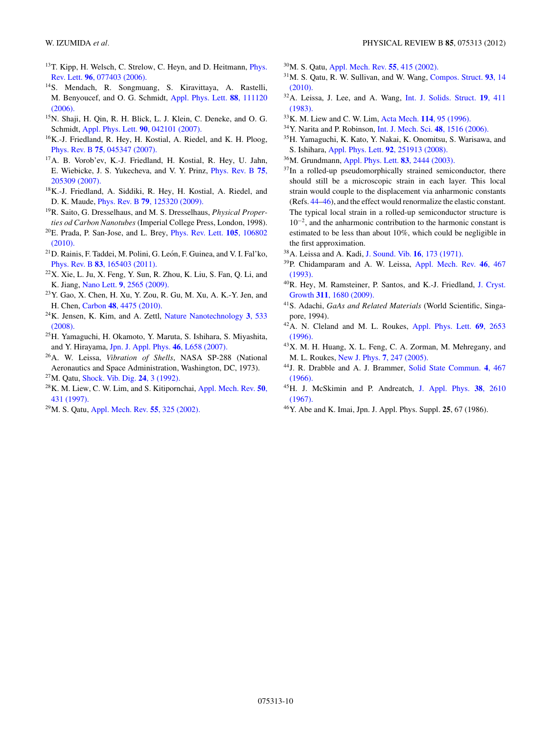[13] T. Kipp, H. Welsch, C. Strelow, C. Heyn, and D. Heitmann, Phys. Rev. Lett. **96**, 077403 (2006).

[14] S. Mendach, R. Songmuang, S. Kiravittaya, A. Rastelli, M. Benyoucef, and O. G. Schmidt, Appl. Phys. Lett. **88**, 111120 (2006).

[15] N. Shaji, H. Qin, R. H. Blick, L. J. Klein, C. Deneke, and O. G. Schmidt, Appl. Phys. Lett. **90**, 042101 (2007).

[16] K.-J. Friedland, R. Hey, H. Kostial, A. Riedel, and K. H. Ploog, Phys. Rev. B **75**, 045347 (2007).

[17] A. B. Vorob'ev, K.-J. Friedland, H. Kostial, R. Hey, U. Jahn, E. Wiebicke, J. S. Yukecheva, and V. Y. Prinz, Phys. Rev. B **75**, 205309 (2007).

[18] K.-J. Friedland, A. Siddiki, R. Hey, H. Kostial, A. Riedel, and D. K. Maude, Phys. Rev. B **79**, 125320 (2009).

[19] R. Saito, G. Dresselhaus, and M. S. Dresselhaus, *Physical Properties od Carbon Nanotubes* (Imperial College Press, London, 1998).

[20] E. Prada, P. San-Jose, and L. Brey, Phys. Rev. Lett. **105**, 106802 (2010).

[21] D. Rainis, F. Taddei, M. Polini, G. León, F. Guinea, and V. I. Fal'ko, Phys. Rev. B **83**, 165403 (2011).

[22] X. Xie, L. Ju, X. Feng, Y. Sun, R. Zhou, K. Liu, S. Fan, Q. Li, and K. Jiang, Nano Lett. **9**, 2565 (2009).

[23] Y. Gao, X. Chen, H. Xu, Y. Zou, R. Gu, M. Xu, A. K.-Y. Jen, and H. Chen, Carbon **48**, 4475 (2010).

[24] K. Jensen, K. Kim, and A. Zettl, Nature Nanotechnology **3**, 533 (2008).

[25] H. Yamaguchi, H. Okamoto, Y. Maruta, S. Ishihara, S. Miyashita, and Y. Hirayama, Jpn. J. Appl. Phys. **46**, L658 (2007).

[26] A. W. Leissa, *Vibration of Shells*, NASA SP-288 (National Aeronautics and Space Administration, Washington, DC, 1973).

[27] M. Qatu, Shock. Vib. Dig. **24**, 3 (1992).

[28] K. M. Liew, C. W. Lim, and S. Kitipornchai, Appl. Mech. Rev. **50**, 431 (1997).

[29] M. S. Qatu, Appl. Mech. Rev. **55**, 325 (2002).

[30] M. S. Qatu, Appl. Mech. Rev. **55**, 415 (2002).

[31] M. S. Qatu, R. W. Sullivan, and W. Wang, Compos. Struct. **93**, 14 (2010).

[32] A. Leissa, J. Lee, and A. Wang, Int. J. Solids. Struct. **19**, 411 (1983).

[33] K. M. Liew and C. W. Lim, Acta Mech. **114**, 95 (1996).

[34] Y. Narita and P. Robinson, Int. J. Mech. Sci. **48**, 1516 (2006).

[35] H. Yamaguchi, K. Kato, Y. Nakai, K. Onomitsu, S. Warisawa, and S. Ishihara, Appl. Phys. Lett. **92**, 251913 (2008).

[36] M. Grundmann, Appl. Phys. Lett. **83**, 2444 (2003).

[37] In a rolled-up pseudomorphically strained semiconductor, there should still be a microscopic strain in each layer. This local strain would couple to the displacement via anharmonic constants (Refs. 44–46), and the effect would renormalize the elastic constant. The typical local strain in a rolled-up semiconductor structure is $10^{-2}$, and the anharmonic contribution to the harmonic constant is estimated to be less than about 10%, which could be negligible in the first approximation.

[38] A. Leissa and A. Kadi, J. Sound. Vib. **16**, 173 (1971).

[39] P. Chidamparam and A. W. Leissa, Appl. Mech. Rev. **46**, 467 (1993).

[40] R. Hey, M. Ramsteiner, P. Santos, and K.-J. Friedland, J. Cryst. Growth **311**, 1680 (2009).

[41] S. Adachi, *GaAs and Related Materials* (World Scientific, Singapore, 1994).

[42] A. N. Cleland and M. L. Roukes, Appl. Phys. Lett. **69**, 2653 (1996).

[43] X. M. H. Huang, X. L. Feng, C. A. Zorman, M. Mehregany, and M. L. Roukes, New J. Phys. **7**, 247 (2005).

[44] J. R. Drabble and A. J. Brammer, Solid State Commun. **4**, 467 (1966).

[45] H. J. McSkimin and P. Andreatch, J. Appl. Phys. **38**, 2610 (1967).

[46] Y. Abe and K. Imai, Jpn. J. Appl. Phys. Suppl. **25**, 67 (1986).